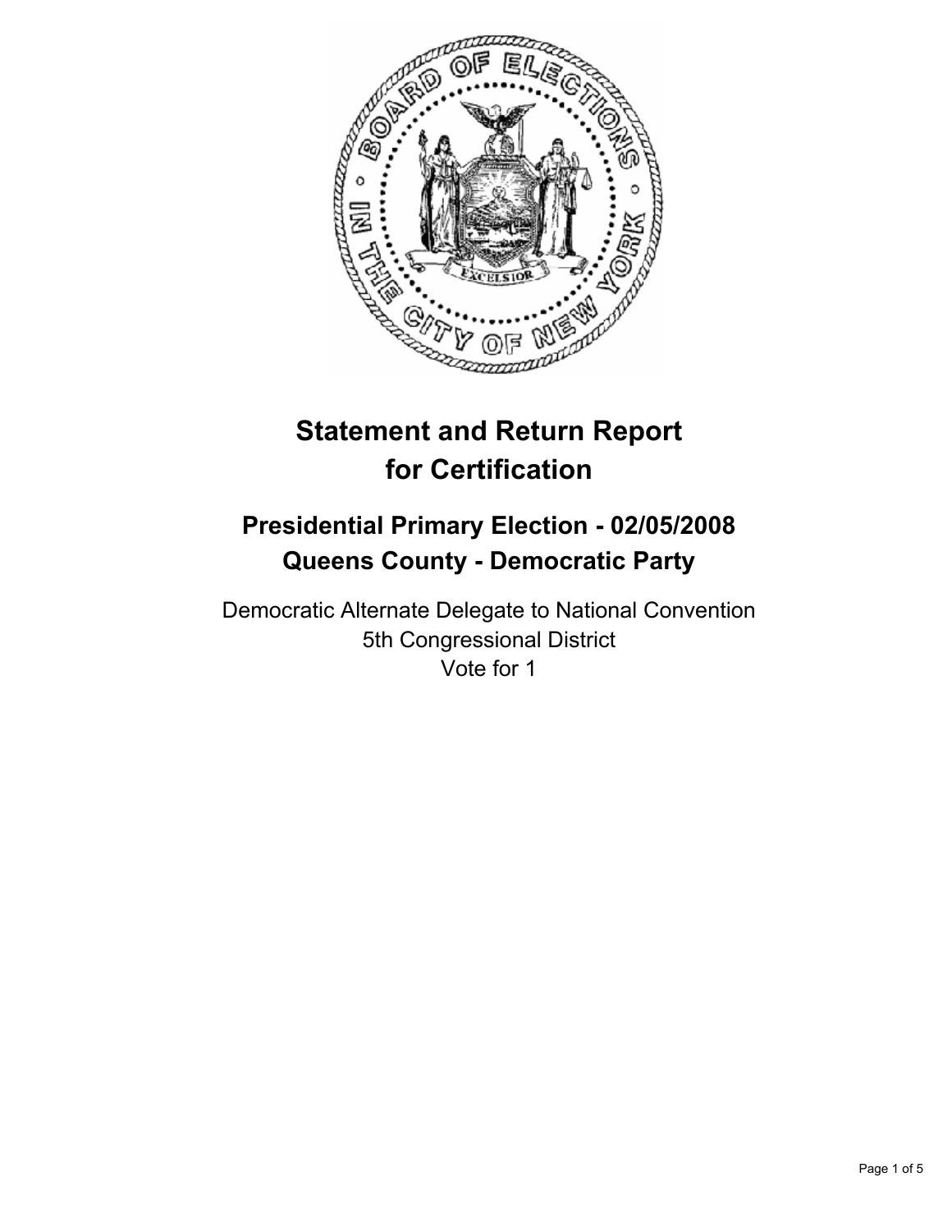# Statement and Return Report for Certification

## Presidential Primary Election - 02/05/2008
## Queens County - Democratic Party

Democratic Alternate Delegate to National Convention
5th Congressional District
Vote for 1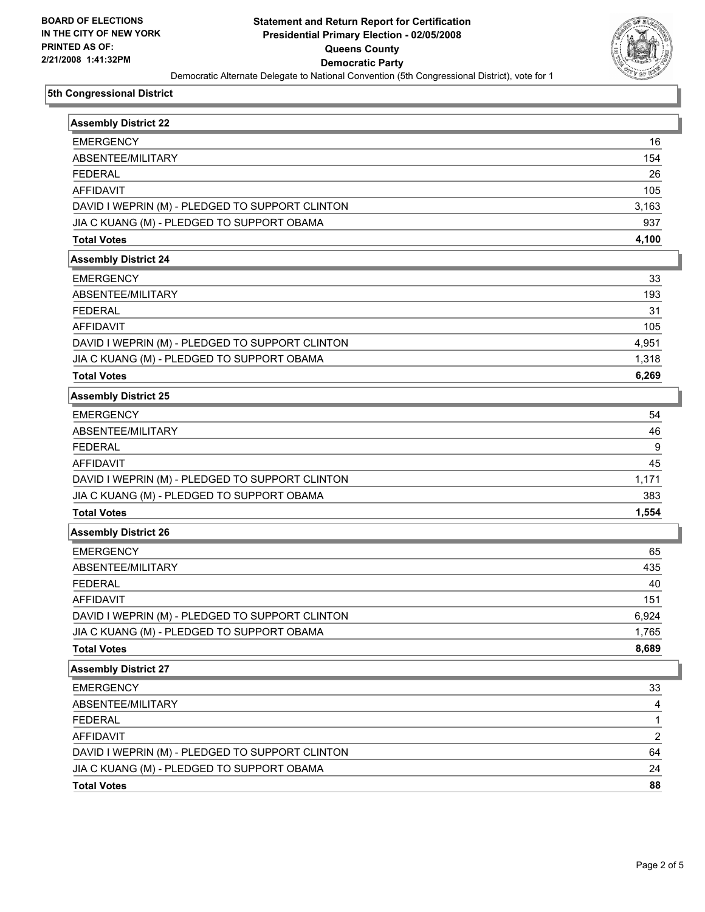BOARD OF ELECTIONS
IN THE CITY OF NEW YORK
PRINTED AS OF:
2/21/2008 1:41:32PM

# Statement and Return Report for Certification
## Presidential Primary Election - 02/05/2008
## Queens County
## Democratic Party

Democratic Alternate Delegate to National Convention (5th Congressional District), vote for 1

### 5th Congressional District

| | |
|---|---|
| **Assembly District 22** | |
| EMERGENCY | 16 |
| ABSENTEE/MILITARY | 154 |
| FEDERAL | 26 |
| AFFIDAVIT | 105 |
| DAVID I WEPRIN (M) - PLEDGED TO SUPPORT CLINTON | 3,163 |
| JIA C KUANG (M) - PLEDGED TO SUPPORT OBAMA | 937 |
| **Total Votes** | **4,100** |
| **Assembly District 24** | |
| EMERGENCY | 33 |
| ABSENTEE/MILITARY | 193 |
| FEDERAL | 31 |
| AFFIDAVIT | 105 |
| DAVID I WEPRIN (M) - PLEDGED TO SUPPORT CLINTON | 4,951 |
| JIA C KUANG (M) - PLEDGED TO SUPPORT OBAMA | 1,318 |
| **Total Votes** | **6,269** |
| **Assembly District 25** | |
| EMERGENCY | 54 |
| ABSENTEE/MILITARY | 46 |
| FEDERAL | 9 |
| AFFIDAVIT | 45 |
| DAVID I WEPRIN (M) - PLEDGED TO SUPPORT CLINTON | 1,171 |
| JIA C KUANG (M) - PLEDGED TO SUPPORT OBAMA | 383 |
| **Total Votes** | **1,554** |
| **Assembly District 26** | |
| EMERGENCY | 65 |
| ABSENTEE/MILITARY | 435 |
| FEDERAL | 40 |
| AFFIDAVIT | 151 |
| DAVID I WEPRIN (M) - PLEDGED TO SUPPORT CLINTON | 6,924 |
| JIA C KUANG (M) - PLEDGED TO SUPPORT OBAMA | 1,765 |
| **Total Votes** | **8,689** |
| **Assembly District 27** | |
| EMERGENCY | 33 |
| ABSENTEE/MILITARY | 4 |
| FEDERAL | 1 |
| AFFIDAVIT | 2 |
| DAVID I WEPRIN (M) - PLEDGED TO SUPPORT CLINTON | 64 |
| JIA C KUANG (M) - PLEDGED TO SUPPORT OBAMA | 24 |
| **Total Votes** | **88** |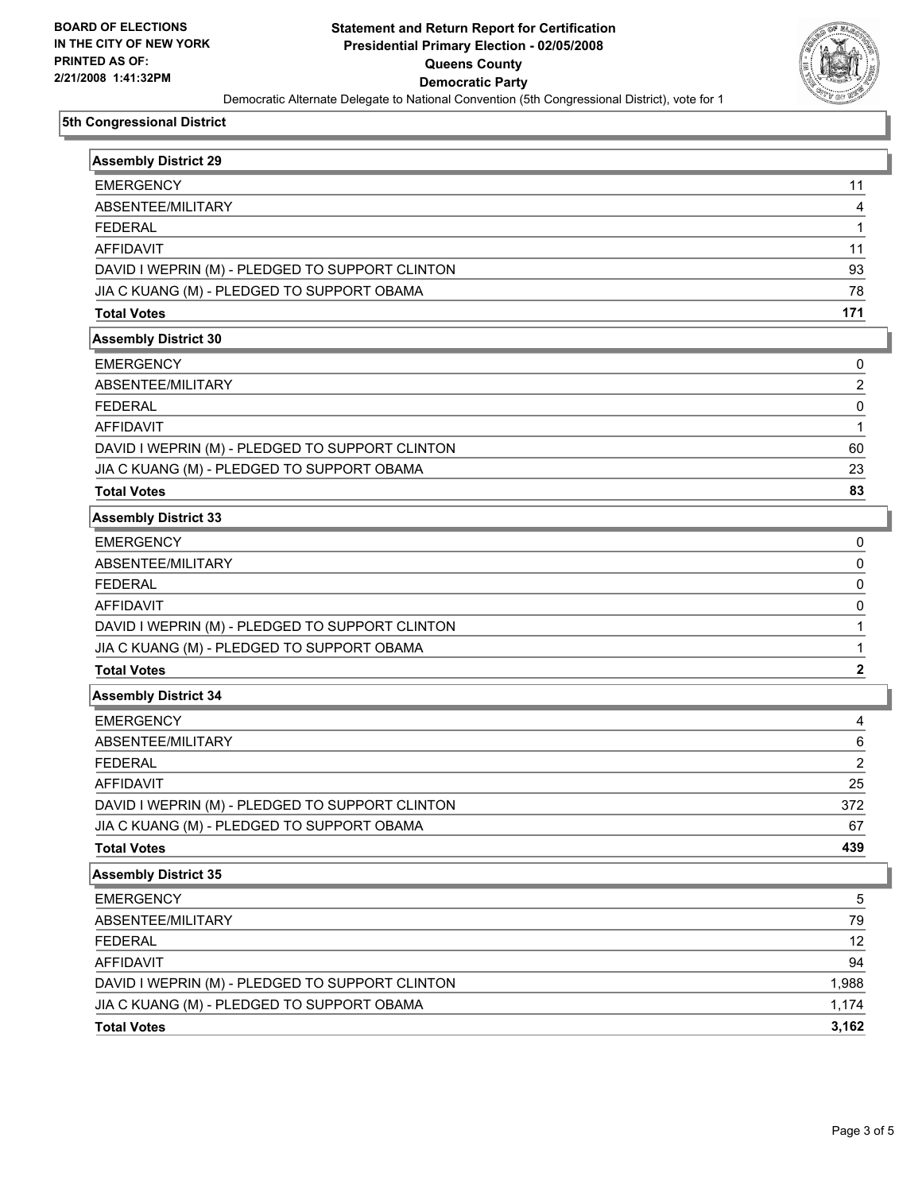**BOARD OF ELECTIONS IN THE CITY OF NEW YORK PRINTED AS OF: 2/21/2008 1:41:32PM**

# Statement and Return Report for Certification
## Presidential Primary Election - 02/05/2008
## Queens County
## Democratic Party

Democratic Alternate Delegate to National Convention (5th Congressional District), vote for 1

### 5th Congressional District

| | |
|---|---|
| **Assembly District 29** | |
| EMERGENCY | 11 |
| ABSENTEE/MILITARY | 4 |
| FEDERAL | 1 |
| AFFIDAVIT | 11 |
| DAVID I WEPRIN (M) - PLEDGED TO SUPPORT CLINTON | 93 |
| JIA C KUANG (M) - PLEDGED TO SUPPORT OBAMA | 78 |
| **Total Votes** | **171** |
| **Assembly District 30** | |
| EMERGENCY | 0 |
| ABSENTEE/MILITARY | 2 |
| FEDERAL | 0 |
| AFFIDAVIT | 1 |
| DAVID I WEPRIN (M) - PLEDGED TO SUPPORT CLINTON | 60 |
| JIA C KUANG (M) - PLEDGED TO SUPPORT OBAMA | 23 |
| **Total Votes** | **83** |
| **Assembly District 33** | |
| EMERGENCY | 0 |
| ABSENTEE/MILITARY | 0 |
| FEDERAL | 0 |
| AFFIDAVIT | 0 |
| DAVID I WEPRIN (M) - PLEDGED TO SUPPORT CLINTON | 1 |
| JIA C KUANG (M) - PLEDGED TO SUPPORT OBAMA | 1 |
| **Total Votes** | **2** |
| **Assembly District 34** | |
| EMERGENCY | 4 |
| ABSENTEE/MILITARY | 6 |
| FEDERAL | 2 |
| AFFIDAVIT | 25 |
| DAVID I WEPRIN (M) - PLEDGED TO SUPPORT CLINTON | 372 |
| JIA C KUANG (M) - PLEDGED TO SUPPORT OBAMA | 67 |
| **Total Votes** | **439** |
| **Assembly District 35** | |
| EMERGENCY | 5 |
| ABSENTEE/MILITARY | 79 |
| FEDERAL | 12 |
| AFFIDAVIT | 94 |
| DAVID I WEPRIN (M) - PLEDGED TO SUPPORT CLINTON | 1,988 |
| JIA C KUANG (M) - PLEDGED TO SUPPORT OBAMA | 1,174 |
| **Total Votes** | **3,162** |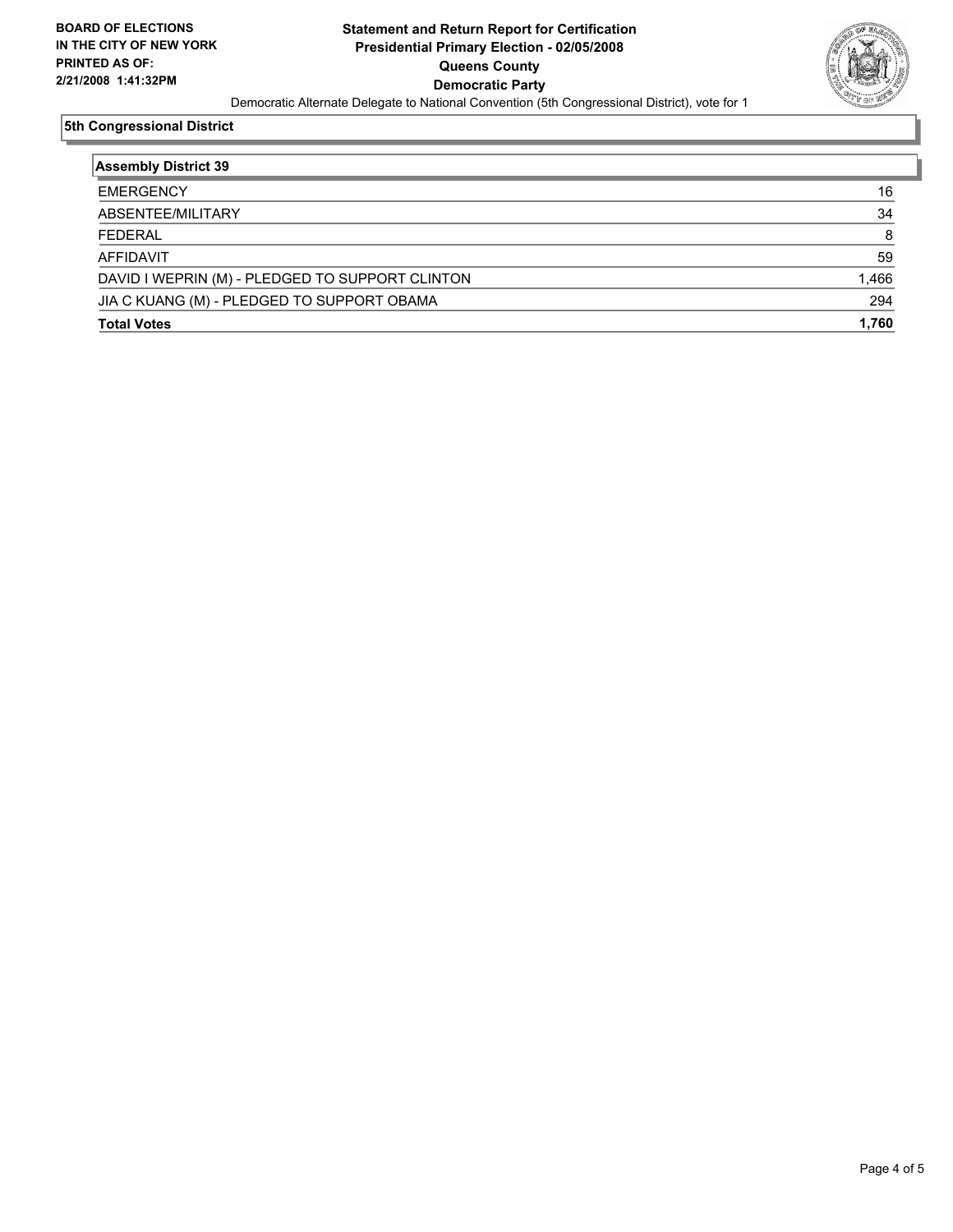**BOARD OF ELECTIONS IN THE CITY OF NEW YORK PRINTED AS OF: 2/21/2008 1:41:32PM**

# Statement and Return Report for Certification
## Presidential Primary Election - 02/05/2008
## Queens County
## Democratic Party

Democratic Alternate Delegate to National Convention (5th Congressional District), vote for 1

### 5th Congressional District

| Assembly District 39 | |
|---|---|
| EMERGENCY | 16 |
| ABSENTEE/MILITARY | 34 |
| FEDERAL | 8 |
| AFFIDAVIT | 59 |
| DAVID I WEPRIN (M) - PLEDGED TO SUPPORT CLINTON | 1,466 |
| JIA C KUANG (M) - PLEDGED TO SUPPORT OBAMA | 294 |
| **Total Votes** | **1,760** |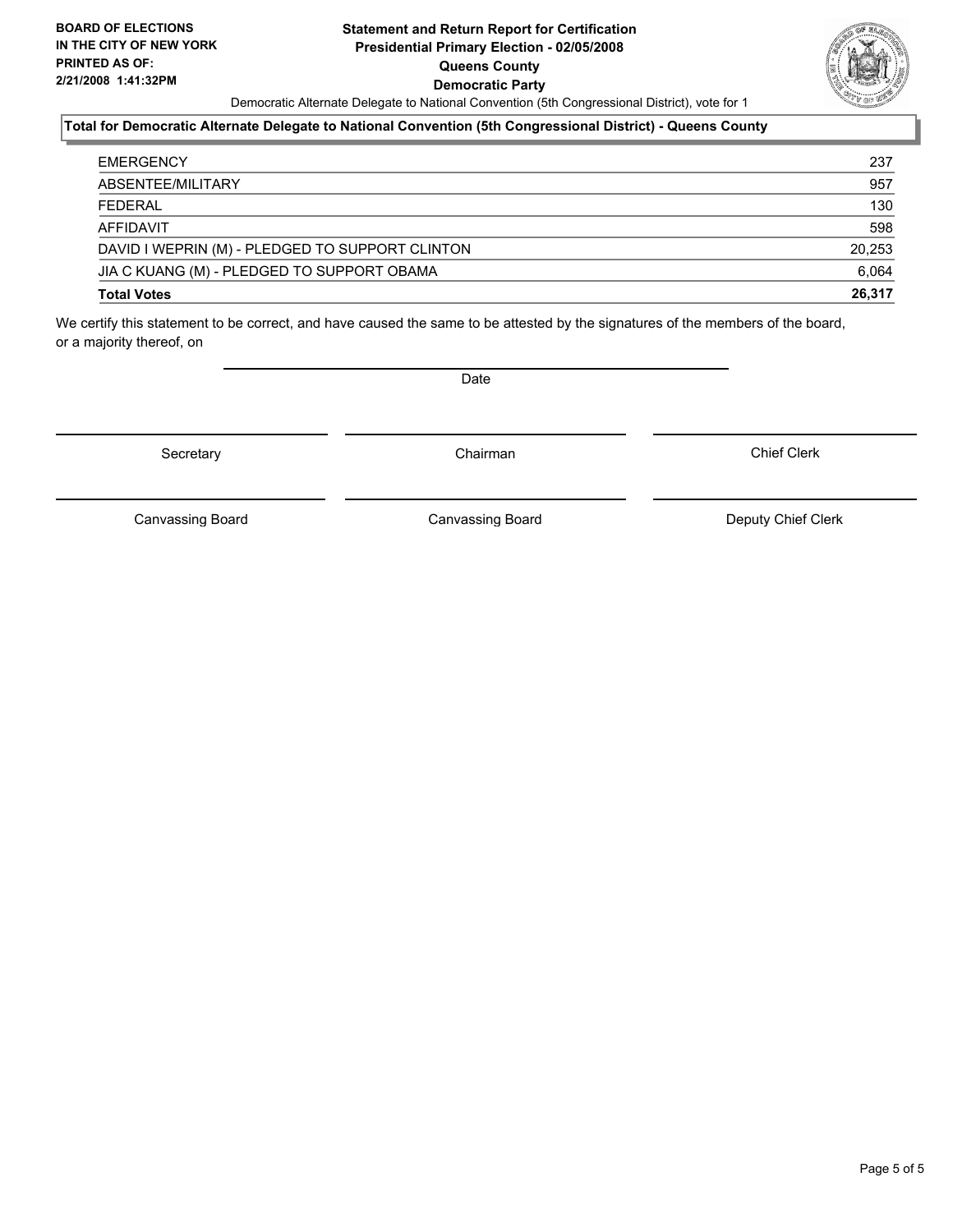**BOARD OF ELECTIONS IN THE CITY OF NEW YORK PRINTED AS OF: 2/21/2008 1:41:32PM**

# Statement and Return Report for Certification
## Presidential Primary Election - 02/05/2008
## Queens County
## Democratic Party

Democratic Alternate Delegate to National Convention (5th Congressional District), vote for 1

### Total for Democratic Alternate Delegate to National Convention (5th Congressional District) - Queens County

| | |
|---|---|
| EMERGENCY | 237 |
| ABSENTEE/MILITARY | 957 |
| FEDERAL | 130 |
| AFFIDAVIT | 598 |
| DAVID I WEPRIN (M) - PLEDGED TO SUPPORT CLINTON | 20,253 |
| JIA C KUANG (M) - PLEDGED TO SUPPORT OBAMA | 6,064 |
| **Total Votes** | **26,317** |

We certify this statement to be correct, and have caused the same to be attested by the signatures of the members of the board, or a majority thereof, on

Date

Secretary　　Chairman　　Chief Clerk

Canvassing Board　　Canvassing Board　　Deputy Chief Clerk